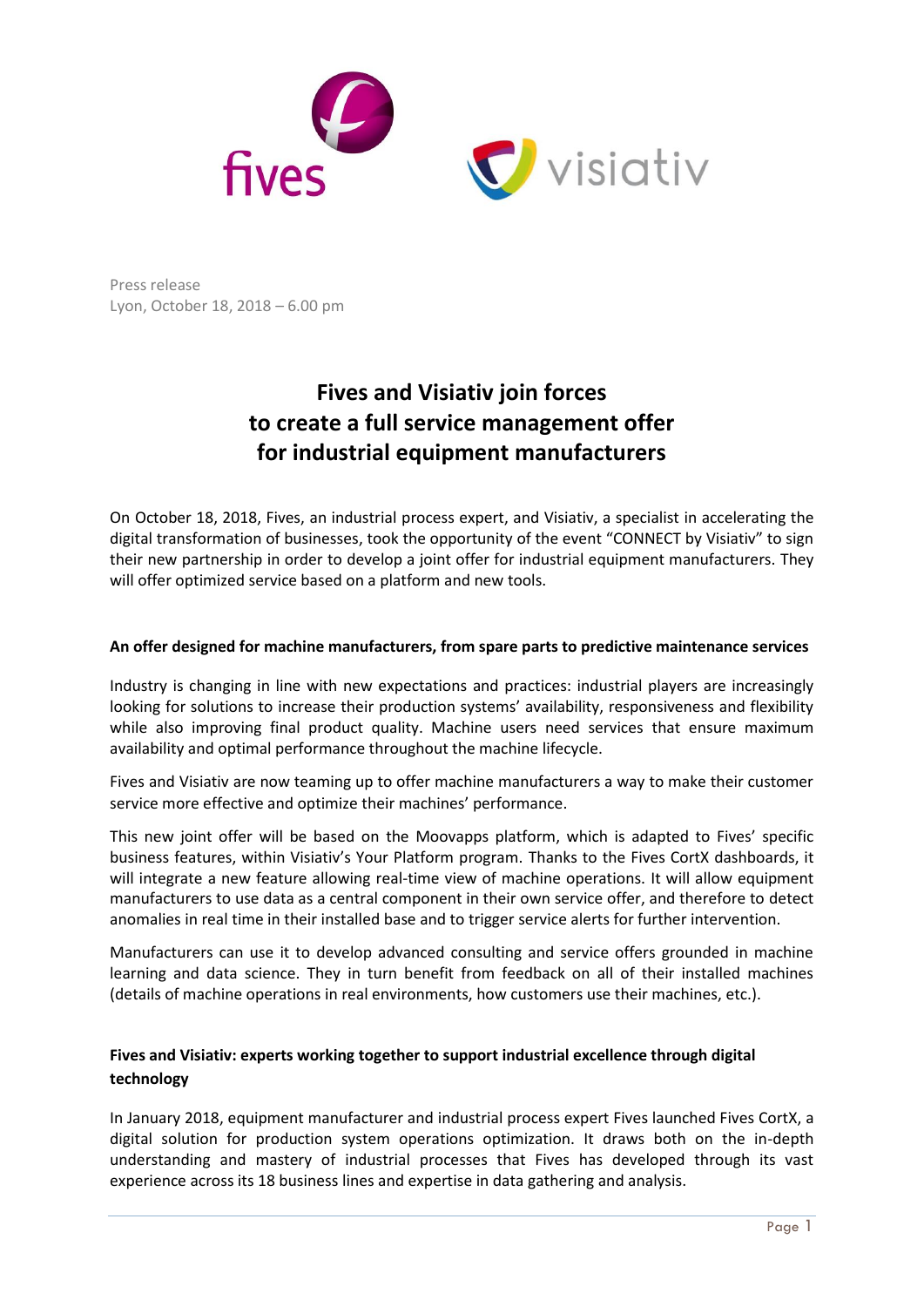Press release
Lyon, October 18, 2018 – 6.00 pm

# Fives and Visiativ join forces to create a full service management offer for industrial equipment manufacturers

On October 18, 2018, Fives, an industrial process expert, and Visiativ, a specialist in accelerating the digital transformation of businesses, took the opportunity of the event "CONNECT by Visiativ" to sign their new partnership in order to develop a joint offer for industrial equipment manufacturers. They will offer optimized service based on a platform and new tools.

**An offer designed for machine manufacturers, from spare parts to predictive maintenance services**

Industry is changing in line with new expectations and practices: industrial players are increasingly looking for solutions to increase their production systems' availability, responsiveness and flexibility while also improving final product quality. Machine users need services that ensure maximum availability and optimal performance throughout the machine lifecycle.

Fives and Visiativ are now teaming up to offer machine manufacturers a way to make their customer service more effective and optimize their machines' performance.

This new joint offer will be based on the Moovapps platform, which is adapted to Fives' specific business features, within Visiativ's Your Platform program. Thanks to the Fives CortX dashboards, it will integrate a new feature allowing real-time view of machine operations. It will allow equipment manufacturers to use data as a central component in their own service offer, and therefore to detect anomalies in real time in their installed base and to trigger service alerts for further intervention.

Manufacturers can use it to develop advanced consulting and service offers grounded in machine learning and data science. They in turn benefit from feedback on all of their installed machines (details of machine operations in real environments, how customers use their machines, etc.).

**Fives and Visiativ: experts working together to support industrial excellence through digital technology**

In January 2018, equipment manufacturer and industrial process expert Fives launched Fives CortX, a digital solution for production system operations optimization. It draws both on the in-depth understanding and mastery of industrial processes that Fives has developed through its vast experience across its 18 business lines and expertise in data gathering and analysis.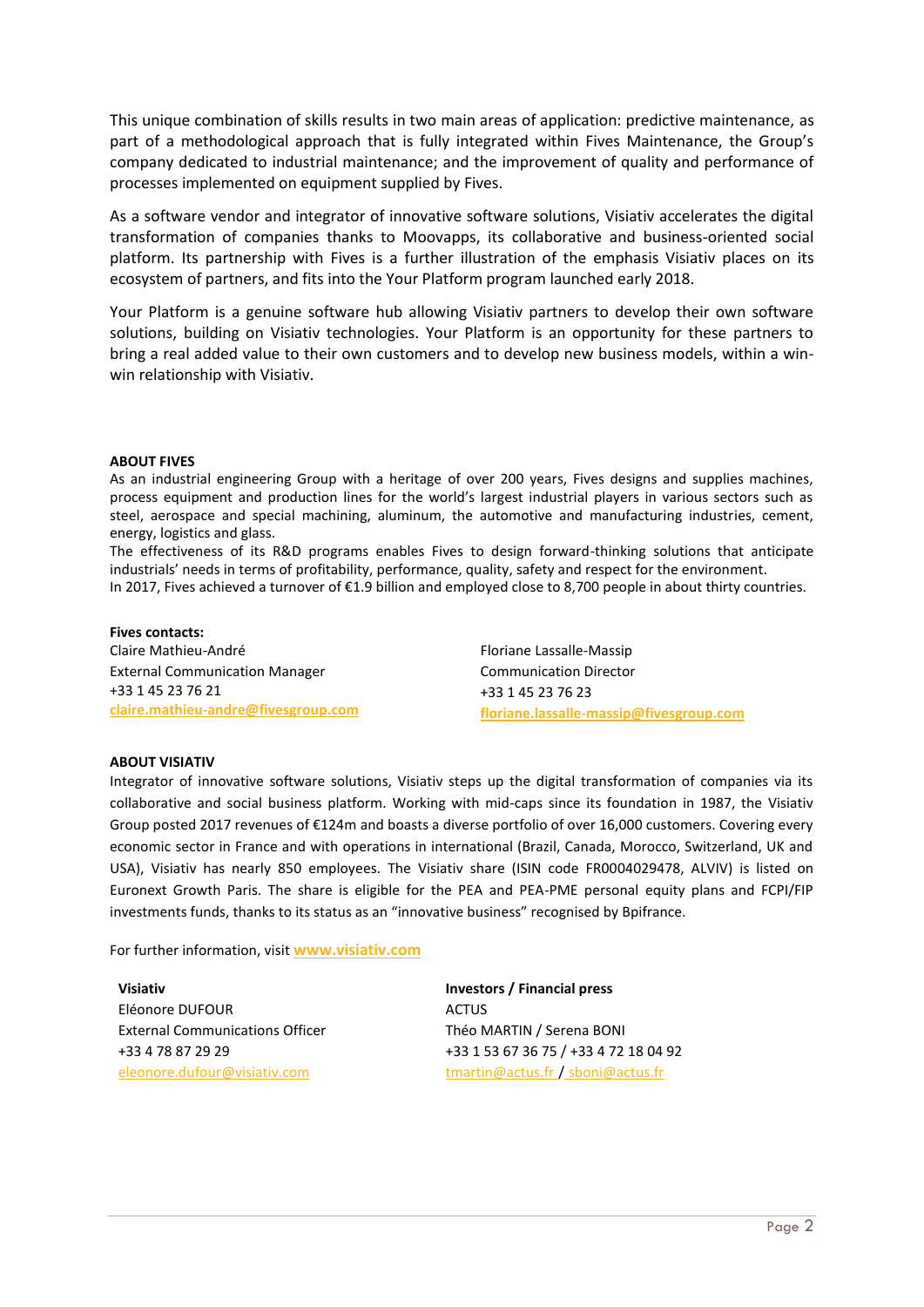This unique combination of skills results in two main areas of application: predictive maintenance, as part of a methodological approach that is fully integrated within Fives Maintenance, the Group's company dedicated to industrial maintenance; and the improvement of quality and performance of processes implemented on equipment supplied by Fives.

As a software vendor and integrator of innovative software solutions, Visiativ accelerates the digital transformation of companies thanks to Moovapps, its collaborative and business-oriented social platform. Its partnership with Fives is a further illustration of the emphasis Visiativ places on its ecosystem of partners, and fits into the Your Platform program launched early 2018.

Your Platform is a genuine software hub allowing Visiativ partners to develop their own software solutions, building on Visiativ technologies. Your Platform is an opportunity for these partners to bring a real added value to their own customers and to develop new business models, within a win-win relationship with Visiativ.

**ABOUT FIVES**

As an industrial engineering Group with a heritage of over 200 years, Fives designs and supplies machines, process equipment and production lines for the world's largest industrial players in various sectors such as steel, aerospace and special machining, aluminum, the automotive and manufacturing industries, cement, energy, logistics and glass.

The effectiveness of its R&D programs enables Fives to design forward-thinking solutions that anticipate industrials' needs in terms of profitability, performance, quality, safety and respect for the environment.

In 2017, Fives achieved a turnover of €1.9 billion and employed close to 8,700 people in about thirty countries.

**Fives contacts:**

Claire Mathieu-André
External Communication Manager
+33 1 45 23 76 21
**claire.mathieu-andre@fivesgroup.com**

Floriane Lassalle-Massip
Communication Director
+33 1 45 23 76 23
**floriane.lassalle-massip@fivesgroup.com**

**ABOUT VISIATIV**

Integrator of innovative software solutions, Visiativ steps up the digital transformation of companies via its collaborative and social business platform. Working with mid-caps since its foundation in 1987, the Visiativ Group posted 2017 revenues of €124m and boasts a diverse portfolio of over 16,000 customers. Covering every economic sector in France and with operations in international (Brazil, Canada, Morocco, Switzerland, UK and USA), Visiativ has nearly 850 employees. The Visiativ share (ISIN code FR0004029478, ALVIV) is listed on Euronext Growth Paris. The share is eligible for the PEA and PEA-PME personal equity plans and FCPI/FIP investments funds, thanks to its status as an "innovative business" recognised by Bpifrance.

For further information, visit **www.visiativ.com**

**Visiativ**
Eléonore DUFOUR
External Communications Officer
+33 4 78 87 29 29
eleonore.dufour@visiativ.com

**Investors / Financial press**
ACTUS
Théo MARTIN / Serena BONI
+33 1 53 67 36 75 / +33 4 72 18 04 92
tmartin@actus.fr / sboni@actus.fr